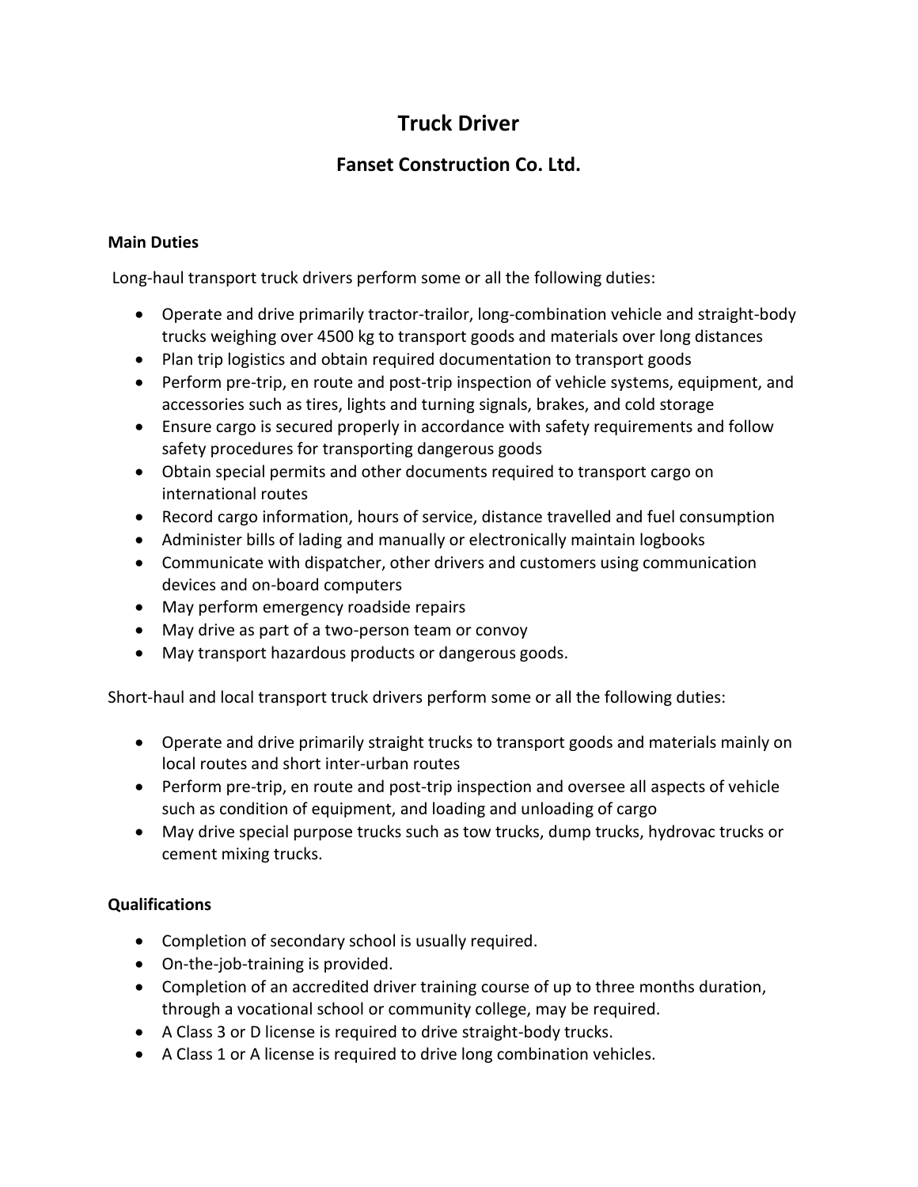# Truck Driver

## Fanset Construction Co. Ltd.

**Main Duties**

Long-haul transport truck drivers perform some or all the following duties:

- Operate and drive primarily tractor-trailor, long-combination vehicle and straight-body trucks weighing over 4500 kg to transport goods and materials over long distances
- Plan trip logistics and obtain required documentation to transport goods
- Perform pre-trip, en route and post-trip inspection of vehicle systems, equipment, and accessories such as tires, lights and turning signals, brakes, and cold storage
- Ensure cargo is secured properly in accordance with safety requirements and follow safety procedures for transporting dangerous goods
- Obtain special permits and other documents required to transport cargo on international routes
- Record cargo information, hours of service, distance travelled and fuel consumption
- Administer bills of lading and manually or electronically maintain logbooks
- Communicate with dispatcher, other drivers and customers using communication devices and on-board computers
- May perform emergency roadside repairs
- May drive as part of a two-person team or convoy
- May transport hazardous products or dangerous goods.

Short-haul and local transport truck drivers perform some or all the following duties:

- Operate and drive primarily straight trucks to transport goods and materials mainly on local routes and short inter-urban routes
- Perform pre-trip, en route and post-trip inspection and oversee all aspects of vehicle such as condition of equipment, and loading and unloading of cargo
- May drive special purpose trucks such as tow trucks, dump trucks, hydrovac trucks or cement mixing trucks.

**Qualifications**

- Completion of secondary school is usually required.
- On-the-job-training is provided.
- Completion of an accredited driver training course of up to three months duration, through a vocational school or community college, may be required.
- A Class 3 or D license is required to drive straight-body trucks.
- A Class 1 or A license is required to drive long combination vehicles.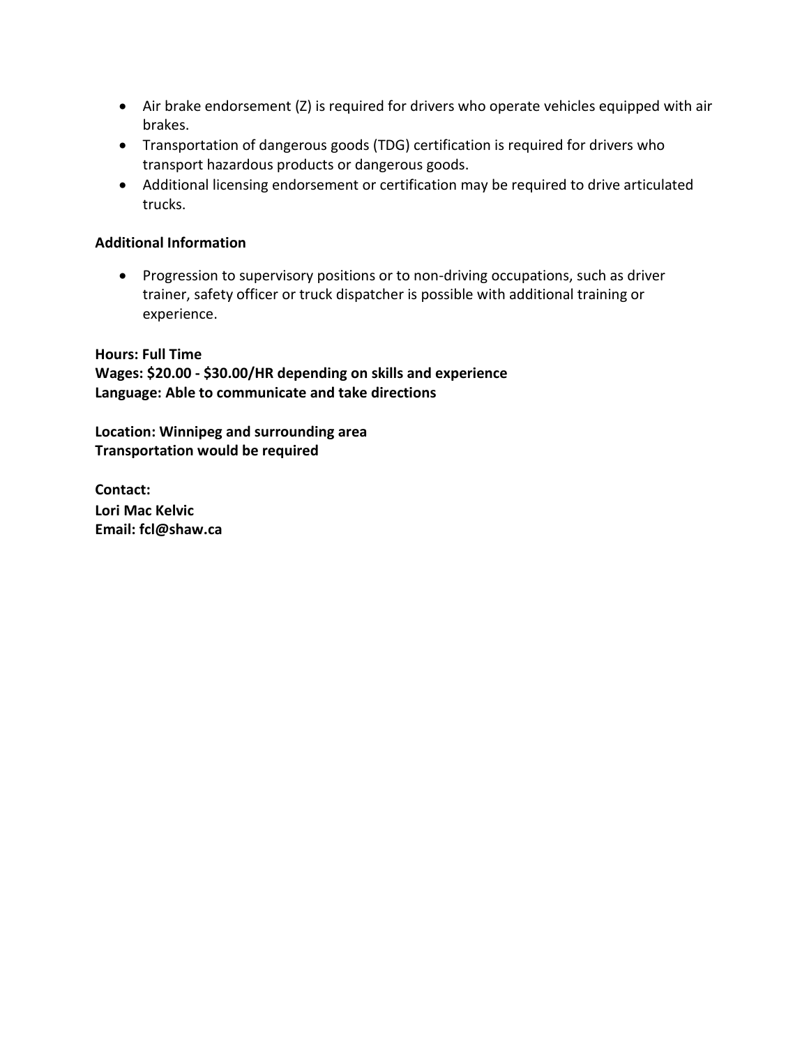- Air brake endorsement (Z) is required for drivers who operate vehicles equipped with air brakes.
- Transportation of dangerous goods (TDG) certification is required for drivers who transport hazardous products or dangerous goods.
- Additional licensing endorsement or certification may be required to drive articulated trucks.

**Additional Information**

- Progression to supervisory positions or to non-driving occupations, such as driver trainer, safety officer or truck dispatcher is possible with additional training or experience.

**Hours: Full Time**
**Wages: $20.00 - $30.00/HR depending on skills and experience**
**Language: Able to communicate and take directions**

**Location: Winnipeg and surrounding area**
**Transportation would be required**

**Contact:**
**Lori Mac Kelvic**
**Email: fcl@shaw.ca**